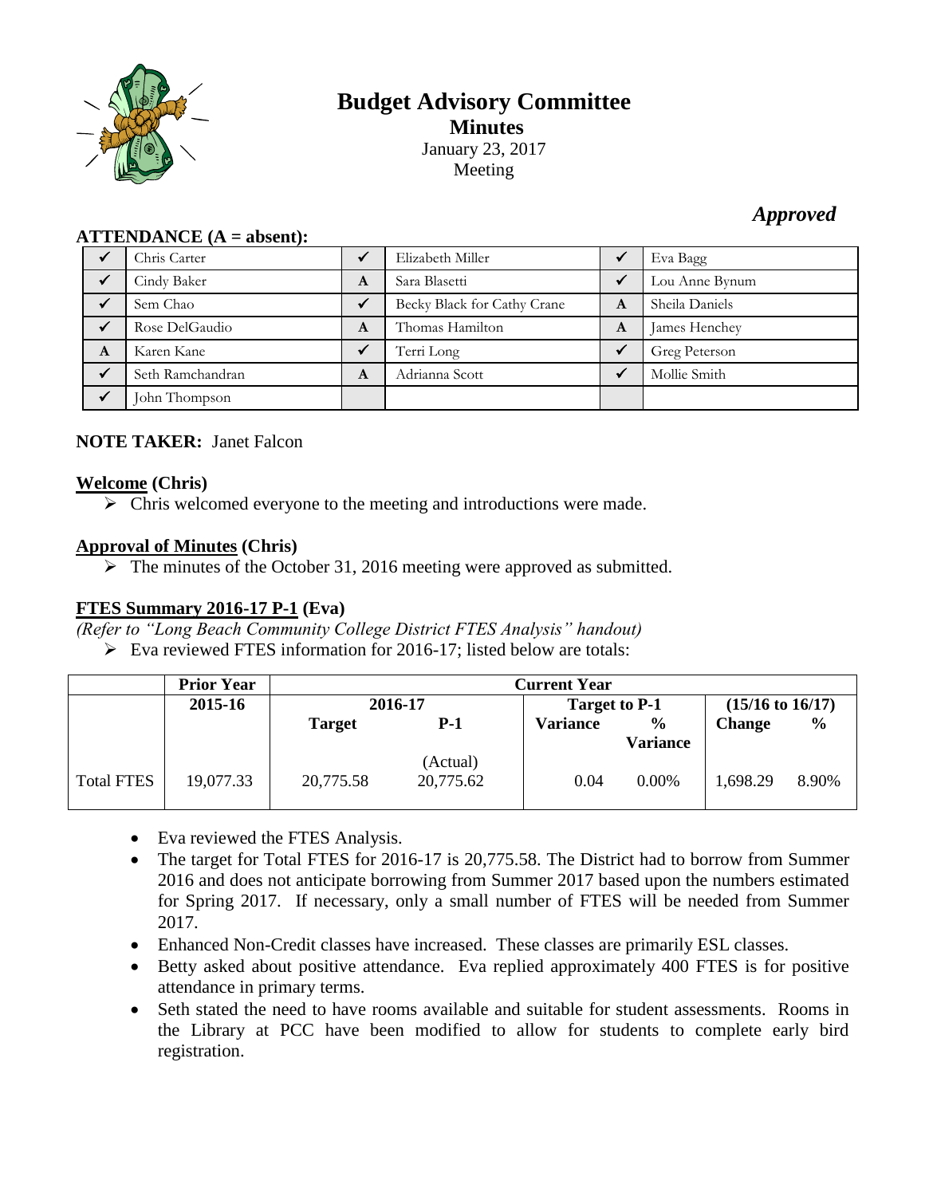# Budget Advisory Committee

## Minutes

January 23, 2017
Meeting

***Approved***

**ATTENDANCE (A = absent):**

| | | | | | |
|---|---|---|---|---|---|
| ✓ | Chris Carter | ✓ | Elizabeth Miller | ✓ | Eva Bagg |
| ✓ | Cindy Baker | A | Sara Blasetti | ✓ | Lou Anne Bynum |
| ✓ | Sem Chao | ✓ | Becky Black for Cathy Crane | A | Sheila Daniels |
| ✓ | Rose DelGaudio | A | Thomas Hamilton | A | James Henchey |
| A | Karen Kane | ✓ | Terri Long | ✓ | Greg Peterson |
| ✓ | Seth Ramchandran | A | Adrianna Scott | ✓ | Mollie Smith |
| ✓ | John Thompson | | | | |

**NOTE TAKER:** Janet Falcon

**Welcome (Chris)**

- Chris welcomed everyone to the meeting and introductions were made.

**Approval of Minutes (Chris)**

- The minutes of the October 31, 2016 meeting were approved as submitted.

**FTES Summary 2016-17 P-1 (Eva)**

*(Refer to "Long Beach Community College District FTES Analysis" handout)*

- Eva reviewed FTES information for 2016-17; listed below are totals:

| | **Prior Year** | **Current Year** | | | | | |
|---|---|---|---|---|---|---|---|
| | **2015-16** | **2016-17** | | **Target to P-1** | | **(15/16 to 16/17)** | |
| | | **Target** | **P-1** | **Variance** | **% Variance** | **Change** | **%** |
| Total FTES | 19,077.33 | 20,775.58 | (Actual) 20,775.62 | 0.04 | 0.00% | 1,698.29 | 8.90% |

- Eva reviewed the FTES Analysis.
- The target for Total FTES for 2016-17 is 20,775.58. The District had to borrow from Summer 2016 and does not anticipate borrowing from Summer 2017 based upon the numbers estimated for Spring 2017. If necessary, only a small number of FTES will be needed from Summer 2017.
- Enhanced Non-Credit classes have increased. These classes are primarily ESL classes.
- Betty asked about positive attendance. Eva replied approximately 400 FTES is for positive attendance in primary terms.
- Seth stated the need to have rooms available and suitable for student assessments. Rooms in the Library at PCC have been modified to allow for students to complete early bird registration.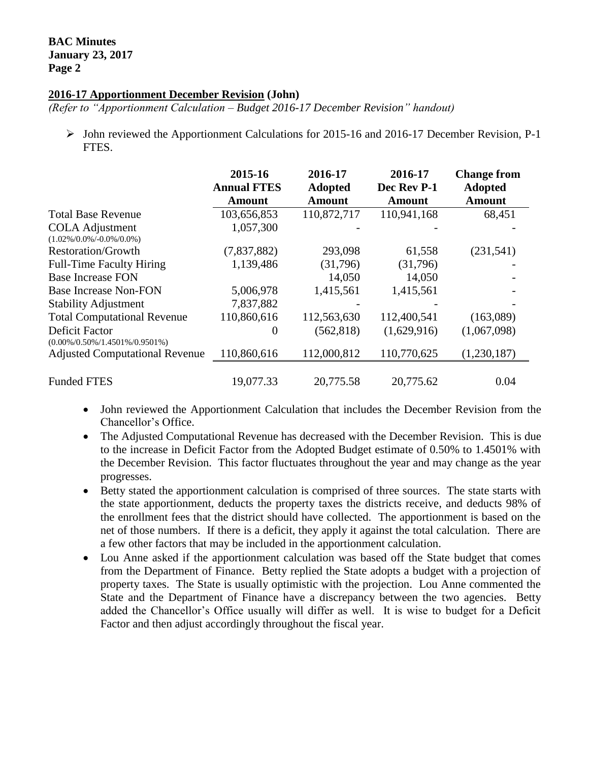## 2016-17 Apportionment December Revision (John)

*(Refer to "Apportionment Calculation – Budget 2016-17 December Revision" handout)*

- John reviewed the Apportionment Calculations for 2015-16 and 2016-17 December Revision, P-1 FTES.

| | 2015-16 Annual FTES Amount | 2016-17 Adopted Amount | 2016-17 Dec Rev P-1 Amount | Change from Adopted Amount |
|---|---|---|---|---|
| Total Base Revenue | 103,656,853 | 110,872,717 | 110,941,168 | 68,451 |
| COLA Adjustment (1.02%/0.0%/-0.0%/0.0%) | 1,057,300 | - | - | - |
| Restoration/Growth | (7,837,882) | 293,098 | 61,558 | (231,541) |
| Full-Time Faculty Hiring | 1,139,486 | (31,796) | (31,796) | - |
| Base Increase FON | | 14,050 | 14,050 | - |
| Base Increase Non-FON | 5,006,978 | 1,415,561 | 1,415,561 | - |
| Stability Adjustment | 7,837,882 | - | - | - |
| Total Computational Revenue | 110,860,616 | 112,563,630 | 112,400,541 | (163,089) |
| Deficit Factor (0.00%/0.50%/1.4501%/0.9501%) | 0 | (562,818) | (1,629,916) | (1,067,098) |
| Adjusted Computational Revenue | 110,860,616 | 112,000,812 | 110,770,625 | (1,230,187) |
| Funded FTES | 19,077.33 | 20,775.58 | 20,775.62 | 0.04 |

- John reviewed the Apportionment Calculation that includes the December Revision from the Chancellor's Office.
- The Adjusted Computational Revenue has decreased with the December Revision. This is due to the increase in Deficit Factor from the Adopted Budget estimate of 0.50% to 1.4501% with the December Revision. This factor fluctuates throughout the year and may change as the year progresses.
- Betty stated the apportionment calculation is comprised of three sources. The state starts with the state apportionment, deducts the property taxes the districts receive, and deducts 98% of the enrollment fees that the district should have collected. The apportionment is based on the net of those numbers. If there is a deficit, they apply it against the total calculation. There are a few other factors that may be included in the apportionment calculation.
- Lou Anne asked if the apportionment calculation was based off the State budget that comes from the Department of Finance. Betty replied the State adopts a budget with a projection of property taxes. The State is usually optimistic with the projection. Lou Anne commented the State and the Department of Finance have a discrepancy between the two agencies. Betty added the Chancellor's Office usually will differ as well. It is wise to budget for a Deficit Factor and then adjust accordingly throughout the fiscal year.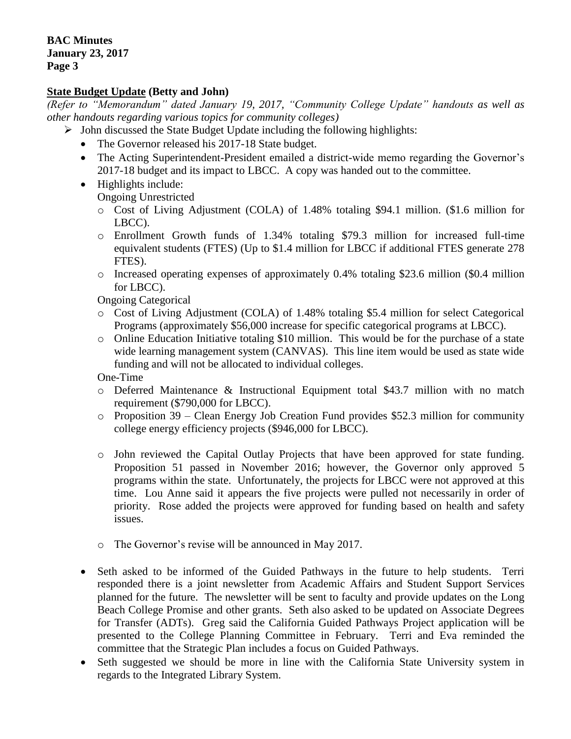**State Budget Update (Betty and John)**

*(Refer to "Memorandum" dated January 19, 2017, "Community College Update" handouts as well as other handouts regarding various topics for community colleges)*

- John discussed the State Budget Update including the following highlights:
  - The Governor released his 2017-18 State budget.
  - The Acting Superintendent-President emailed a district-wide memo regarding the Governor's 2017-18 budget and its impact to LBCC. A copy was handed out to the committee.
  - Highlights include:

    Ongoing Unrestricted
    - Cost of Living Adjustment (COLA) of 1.48% totaling $94.1 million. ($1.6 million for LBCC).
    - Enrollment Growth funds of 1.34% totaling $79.3 million for increased full-time equivalent students (FTES) (Up to $1.4 million for LBCC if additional FTES generate 278 FTES).
    - Increased operating expenses of approximately 0.4% totaling $23.6 million ($0.4 million for LBCC).

    Ongoing Categorical
    - Cost of Living Adjustment (COLA) of 1.48% totaling $5.4 million for select Categorical Programs (approximately $56,000 increase for specific categorical programs at LBCC).
    - Online Education Initiative totaling $10 million. This would be for the purchase of a state wide learning management system (CANVAS). This line item would be used as state wide funding and will not be allocated to individual colleges.

    One-Time
    - Deferred Maintenance & Instructional Equipment total $43.7 million with no match requirement ($790,000 for LBCC).
    - Proposition 39 – Clean Energy Job Creation Fund provides $52.3 million for community college energy efficiency projects ($946,000 for LBCC).
    - John reviewed the Capital Outlay Projects that have been approved for state funding. Proposition 51 passed in November 2016; however, the Governor only approved 5 programs within the state. Unfortunately, the projects for LBCC were not approved at this time. Lou Anne said it appears the five projects were pulled not necessarily in order of priority. Rose added the projects were approved for funding based on health and safety issues.
    - The Governor's revise will be announced in May 2017.
  - Seth asked to be informed of the Guided Pathways in the future to help students. Terri responded there is a joint newsletter from Academic Affairs and Student Support Services planned for the future. The newsletter will be sent to faculty and provide updates on the Long Beach College Promise and other grants. Seth also asked to be updated on Associate Degrees for Transfer (ADTs). Greg said the California Guided Pathways Project application will be presented to the College Planning Committee in February. Terri and Eva reminded the committee that the Strategic Plan includes a focus on Guided Pathways.
  - Seth suggested we should be more in line with the California State University system in regards to the Integrated Library System.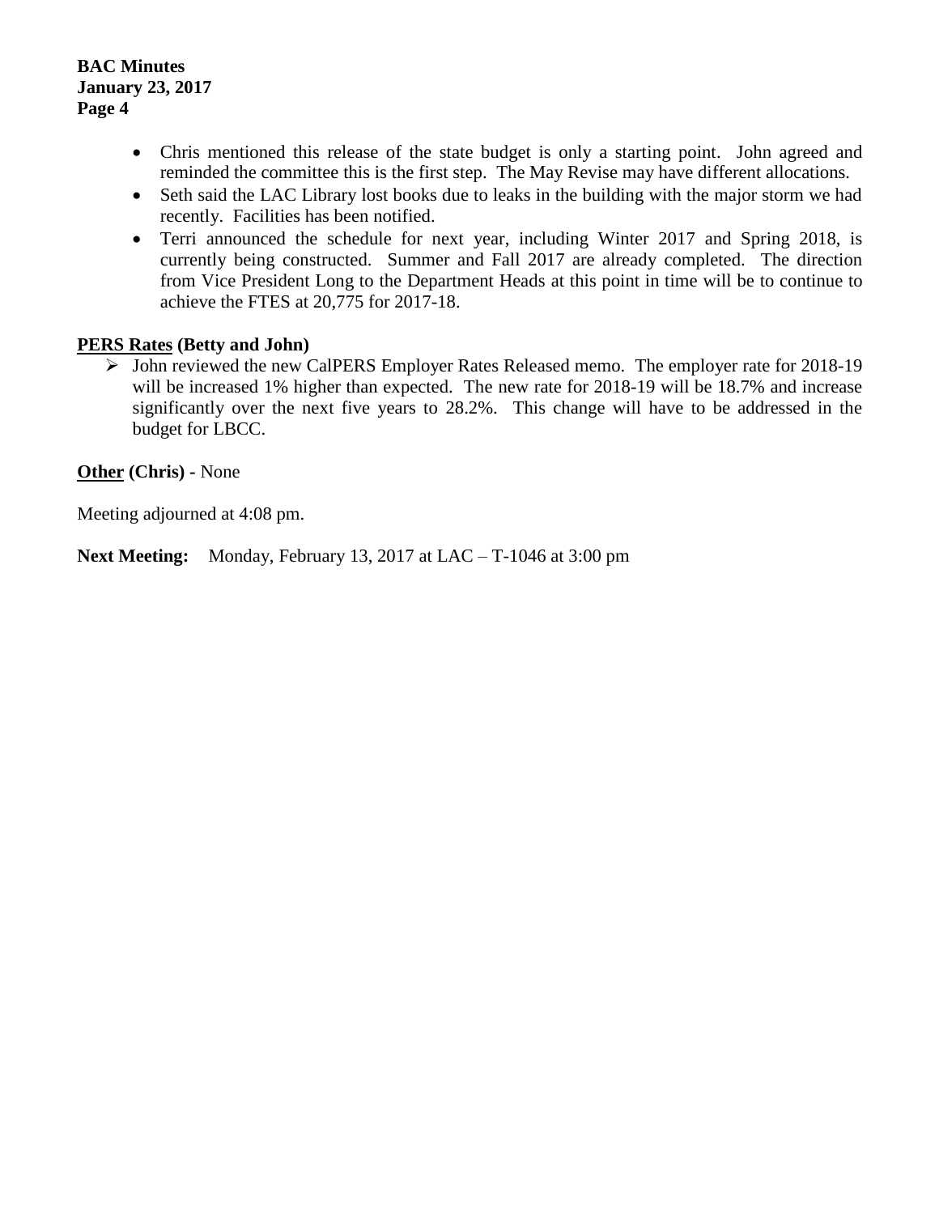- Chris mentioned this release of the state budget is only a starting point. John agreed and reminded the committee this is the first step. The May Revise may have different allocations.
- Seth said the LAC Library lost books due to leaks in the building with the major storm we had recently. Facilities has been notified.
- Terri announced the schedule for next year, including Winter 2017 and Spring 2018, is currently being constructed. Summer and Fall 2017 are already completed. The direction from Vice President Long to the Department Heads at this point in time will be to continue to achieve the FTES at 20,775 for 2017-18.

**PERS Rates (Betty and John)**

- John reviewed the new CalPERS Employer Rates Released memo. The employer rate for 2018-19 will be increased 1% higher than expected. The new rate for 2018-19 will be 18.7% and increase significantly over the next five years to 28.2%. This change will have to be addressed in the budget for LBCC.

**Other (Chris) -** None

Meeting adjourned at 4:08 pm.

**Next Meeting:** Monday, February 13, 2017 at LAC – T-1046 at 3:00 pm